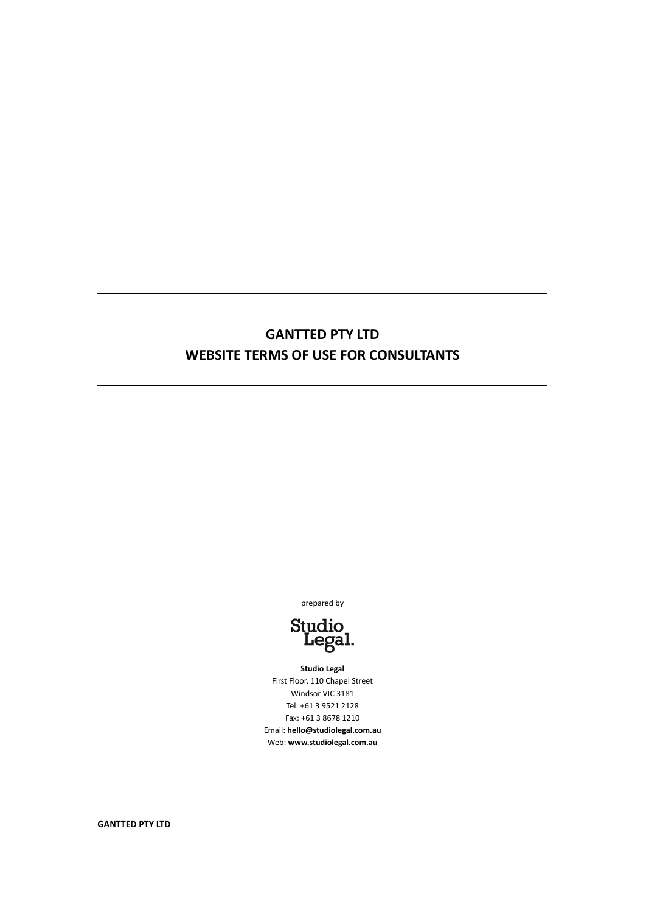# GANTTED PTY LTD
# WEBSITE TERMS OF USE FOR CONSULTANTS

prepared by

Studio Legal.

**Studio Legal**
First Floor, 110 Chapel Street
Windsor VIC 3181
Tel: +61 3 9521 2128
Fax: +61 3 8678 1210
Email: **hello@studiolegal.com.au**
Web: **www.studiolegal.com.au**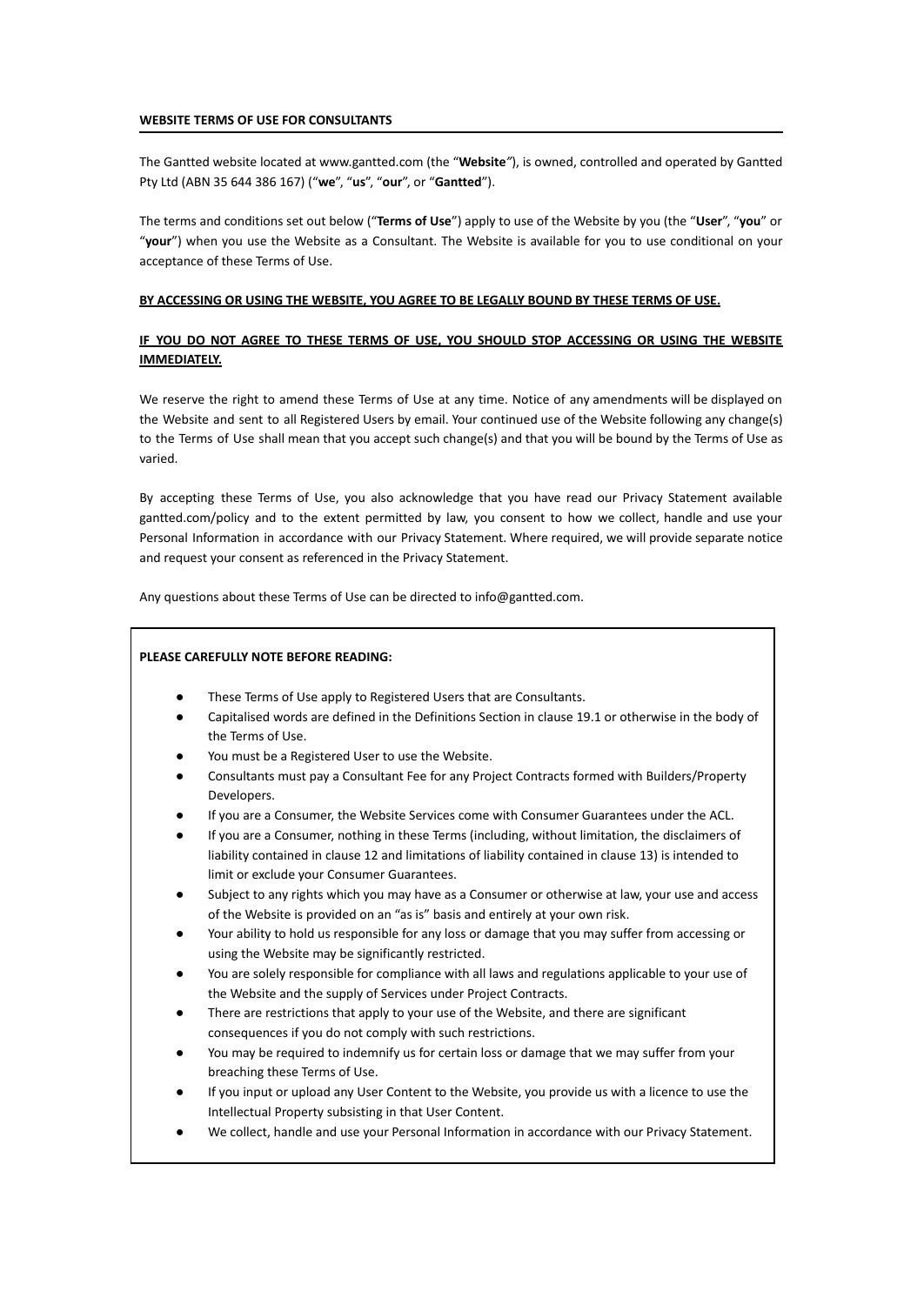**WEBSITE TERMS OF USE FOR CONSULTANTS**

The Gantted website located at www.gantted.com (the "**Website**"), is owned, controlled and operated by Gantted Pty Ltd (ABN 35 644 386 167) ("**we**", "**us**", "**our**", or "**Gantted**").

The terms and conditions set out below ("**Terms of Use**") apply to use of the Website by you (the "**User**", "**you**" or "**your**") when you use the Website as a Consultant. The Website is available for you to use conditional on your acceptance of these Terms of Use.

**BY ACCESSING OR USING THE WEBSITE, YOU AGREE TO BE LEGALLY BOUND BY THESE TERMS OF USE.**

**IF YOU DO NOT AGREE TO THESE TERMS OF USE, YOU SHOULD STOP ACCESSING OR USING THE WEBSITE IMMEDIATELY.**

We reserve the right to amend these Terms of Use at any time. Notice of any amendments will be displayed on the Website and sent to all Registered Users by email. Your continued use of the Website following any change(s) to the Terms of Use shall mean that you accept such change(s) and that you will be bound by the Terms of Use as varied.

By accepting these Terms of Use, you also acknowledge that you have read our Privacy Statement available gantted.com/policy and to the extent permitted by law, you consent to how we collect, handle and use your Personal Information in accordance with our Privacy Statement. Where required, we will provide separate notice and request your consent as referenced in the Privacy Statement.

Any questions about these Terms of Use can be directed to info@gantted.com.

**PLEASE CAREFULLY NOTE BEFORE READING:**

- These Terms of Use apply to Registered Users that are Consultants.
- Capitalised words are defined in the Definitions Section in clause 19.1 or otherwise in the body of the Terms of Use.
- You must be a Registered User to use the Website.
- Consultants must pay a Consultant Fee for any Project Contracts formed with Builders/Property Developers.
- If you are a Consumer, the Website Services come with Consumer Guarantees under the ACL.
- If you are a Consumer, nothing in these Terms (including, without limitation, the disclaimers of liability contained in clause 12 and limitations of liability contained in clause 13) is intended to limit or exclude your Consumer Guarantees.
- Subject to any rights which you may have as a Consumer or otherwise at law, your use and access of the Website is provided on an "as is" basis and entirely at your own risk.
- Your ability to hold us responsible for any loss or damage that you may suffer from accessing or using the Website may be significantly restricted.
- You are solely responsible for compliance with all laws and regulations applicable to your use of the Website and the supply of Services under Project Contracts.
- There are restrictions that apply to your use of the Website, and there are significant consequences if you do not comply with such restrictions.
- You may be required to indemnify us for certain loss or damage that we may suffer from your breaching these Terms of Use.
- If you input or upload any User Content to the Website, you provide us with a licence to use the Intellectual Property subsisting in that User Content.
- We collect, handle and use your Personal Information in accordance with our Privacy Statement.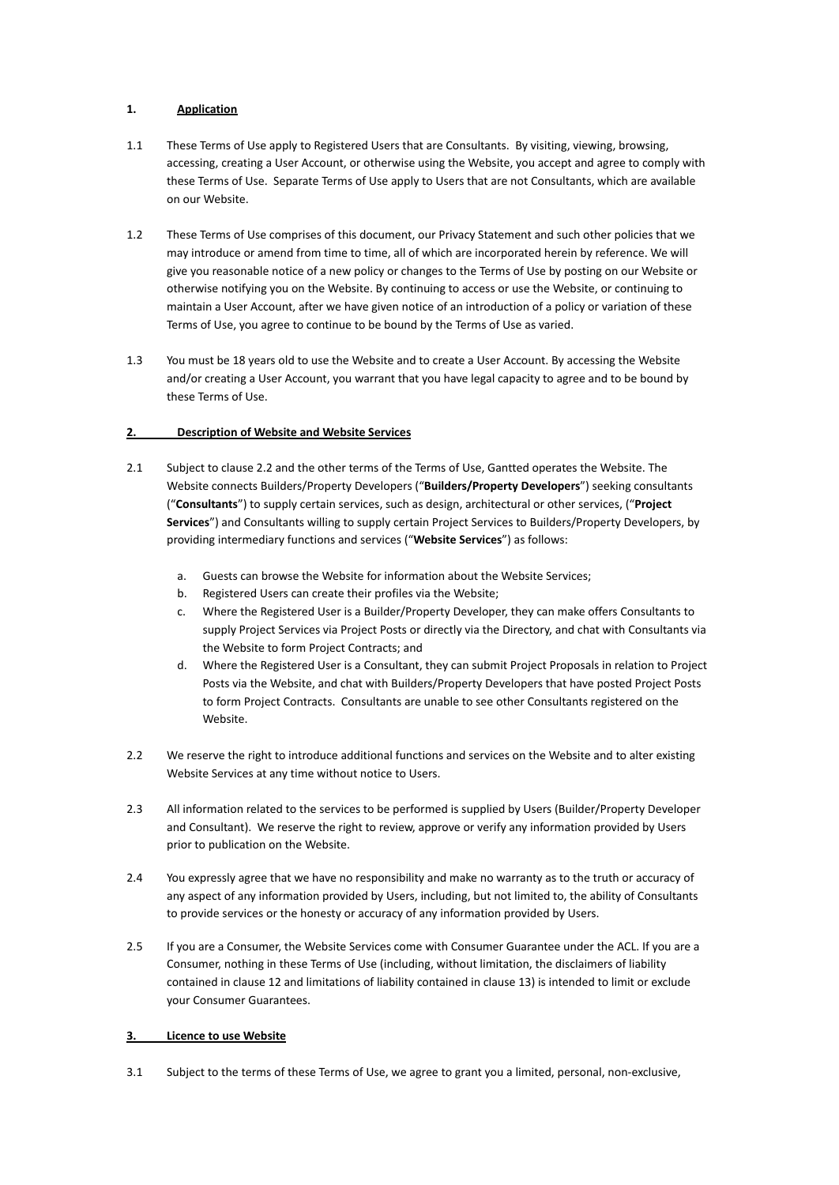**1. <u>Application</u>**

1.1 These Terms of Use apply to Registered Users that are Consultants. By visiting, viewing, browsing, accessing, creating a User Account, or otherwise using the Website, you accept and agree to comply with these Terms of Use. Separate Terms of Use apply to Users that are not Consultants, which are available on our Website.

1.2 These Terms of Use comprises of this document, our Privacy Statement and such other policies that we may introduce or amend from time to time, all of which are incorporated herein by reference. We will give you reasonable notice of a new policy or changes to the Terms of Use by posting on our Website or otherwise notifying you on the Website. By continuing to access or use the Website, or continuing to maintain a User Account, after we have given notice of an introduction of a policy or variation of these Terms of Use, you agree to continue to be bound by the Terms of Use as varied.

1.3 You must be 18 years old to use the Website and to create a User Account. By accessing the Website and/or creating a User Account, you warrant that you have legal capacity to agree and to be bound by these Terms of Use.

**2. <u>Description of Website and Website Services</u>**

2.1 Subject to clause 2.2 and the other terms of the Terms of Use, Gantted operates the Website. The Website connects Builders/Property Developers ("**Builders/Property Developers**") seeking consultants ("**Consultants**") to supply certain services, such as design, architectural or other services, ("**Project Services**") and Consultants willing to supply certain Project Services to Builders/Property Developers, by providing intermediary functions and services ("**Website Services**") as follows:

a. Guests can browse the Website for information about the Website Services;
b. Registered Users can create their profiles via the Website;
c. Where the Registered User is a Builder/Property Developer, they can make offers Consultants to supply Project Services via Project Posts or directly via the Directory, and chat with Consultants via the Website to form Project Contracts; and
d. Where the Registered User is a Consultant, they can submit Project Proposals in relation to Project Posts via the Website, and chat with Builders/Property Developers that have posted Project Posts to form Project Contracts. Consultants are unable to see other Consultants registered on the Website.

2.2 We reserve the right to introduce additional functions and services on the Website and to alter existing Website Services at any time without notice to Users.

2.3 All information related to the services to be performed is supplied by Users (Builder/Property Developer and Consultant). We reserve the right to review, approve or verify any information provided by Users prior to publication on the Website.

2.4 You expressly agree that we have no responsibility and make no warranty as to the truth or accuracy of any aspect of any information provided by Users, including, but not limited to, the ability of Consultants to provide services or the honesty or accuracy of any information provided by Users.

2.5 If you are a Consumer, the Website Services come with Consumer Guarantee under the ACL. If you are a Consumer, nothing in these Terms of Use (including, without limitation, the disclaimers of liability contained in clause 12 and limitations of liability contained in clause 13) is intended to limit or exclude your Consumer Guarantees.

**3. <u>Licence to use Website</u>**

3.1 Subject to the terms of these Terms of Use, we agree to grant you a limited, personal, non-exclusive,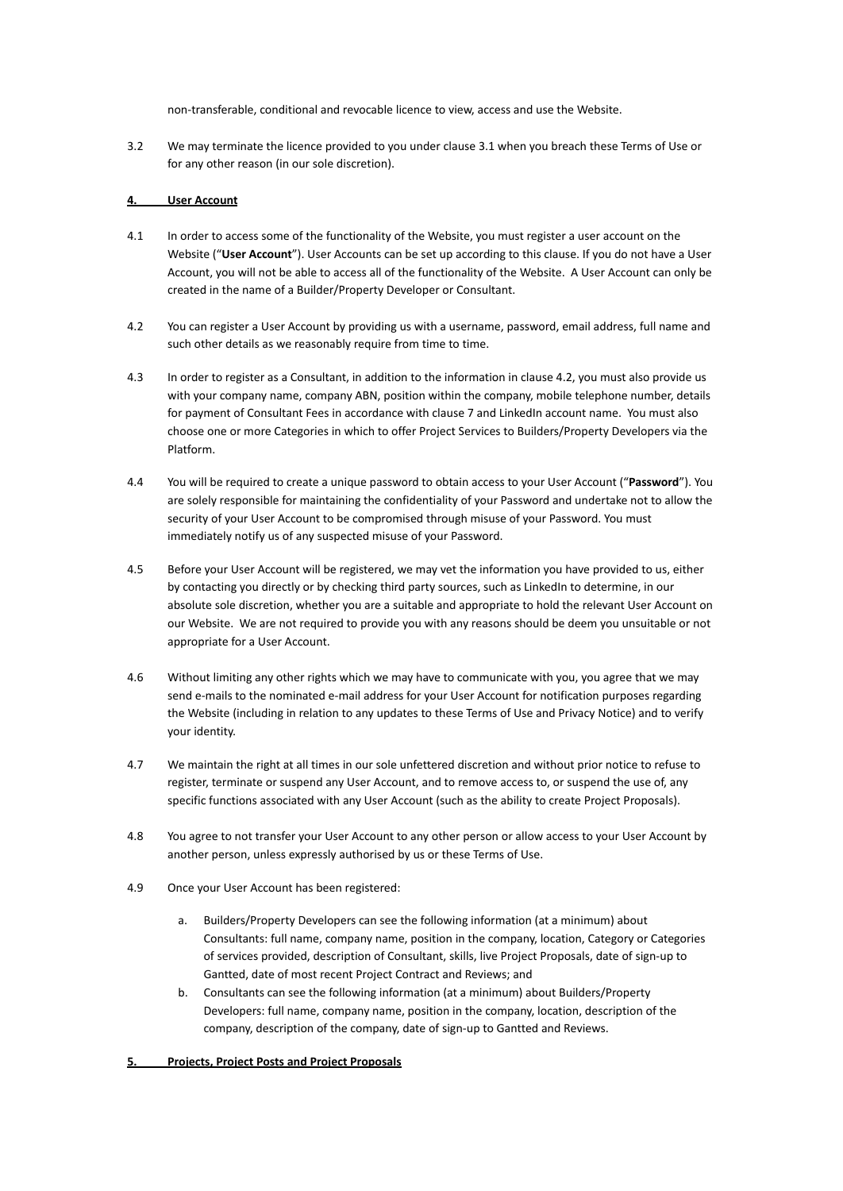non-transferable, conditional and revocable licence to view, access and use the Website.

3.2 We may terminate the licence provided to you under clause 3.1 when you breach these Terms of Use or for any other reason (in our sole discretion).

**4. <u>User Account</u>**

4.1 In order to access some of the functionality of the Website, you must register a user account on the Website ("**User Account**"). User Accounts can be set up according to this clause. If you do not have a User Account, you will not be able to access all of the functionality of the Website. A User Account can only be created in the name of a Builder/Property Developer or Consultant.

4.2 You can register a User Account by providing us with a username, password, email address, full name and such other details as we reasonably require from time to time.

4.3 In order to register as a Consultant, in addition to the information in clause 4.2, you must also provide us with your company name, company ABN, position within the company, mobile telephone number, details for payment of Consultant Fees in accordance with clause 7 and LinkedIn account name. You must also choose one or more Categories in which to offer Project Services to Builders/Property Developers via the Platform.

4.4 You will be required to create a unique password to obtain access to your User Account ("**Password**"). You are solely responsible for maintaining the confidentiality of your Password and undertake not to allow the security of your User Account to be compromised through misuse of your Password. You must immediately notify us of any suspected misuse of your Password.

4.5 Before your User Account will be registered, we may vet the information you have provided to us, either by contacting you directly or by checking third party sources, such as LinkedIn to determine, in our absolute sole discretion, whether you are a suitable and appropriate to hold the relevant User Account on our Website. We are not required to provide you with any reasons should be deem you unsuitable or not appropriate for a User Account.

4.6 Without limiting any other rights which we may have to communicate with you, you agree that we may send e-mails to the nominated e-mail address for your User Account for notification purposes regarding the Website (including in relation to any updates to these Terms of Use and Privacy Notice) and to verify your identity.

4.7 We maintain the right at all times in our sole unfettered discretion and without prior notice to refuse to register, terminate or suspend any User Account, and to remove access to, or suspend the use of, any specific functions associated with any User Account (such as the ability to create Project Proposals).

4.8 You agree to not transfer your User Account to any other person or allow access to your User Account by another person, unless expressly authorised by us or these Terms of Use.

4.9 Once your User Account has been registered:

a. Builders/Property Developers can see the following information (at a minimum) about Consultants: full name, company name, position in the company, location, Category or Categories of services provided, description of Consultant, skills, live Project Proposals, date of sign-up to Gantted, date of most recent Project Contract and Reviews; and

b. Consultants can see the following information (at a minimum) about Builders/Property Developers: full name, company name, position in the company, location, description of the company, description of the company, date of sign-up to Gantted and Reviews.

**5. <u>Projects, Project Posts and Project Proposals</u>**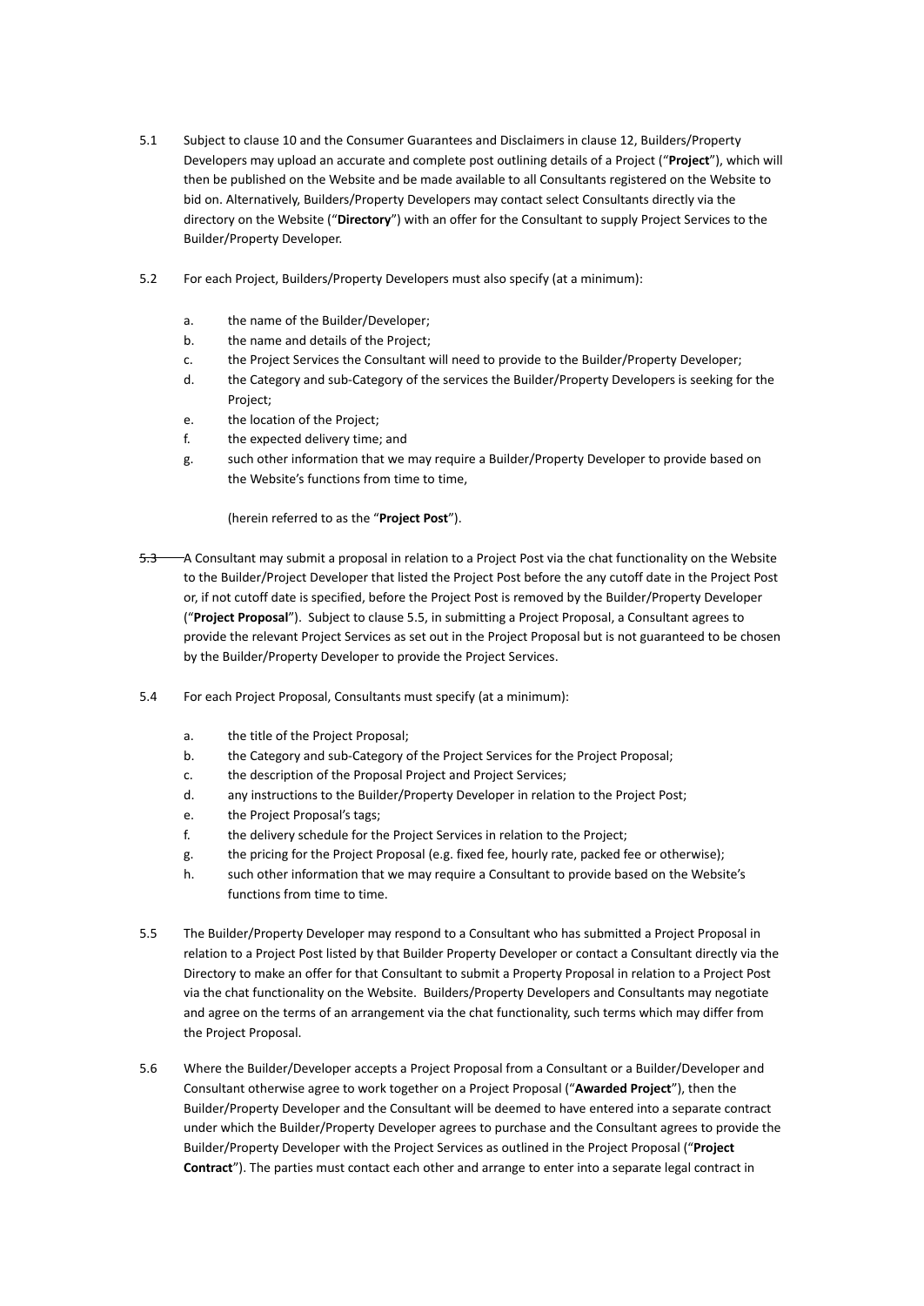5.1 Subject to clause 10 and the Consumer Guarantees and Disclaimers in clause 12, Builders/Property Developers may upload an accurate and complete post outlining details of a Project ("**Project**"), which will then be published on the Website and be made available to all Consultants registered on the Website to bid on. Alternatively, Builders/Property Developers may contact select Consultants directly via the directory on the Website ("**Directory**") with an offer for the Consultant to supply Project Services to the Builder/Property Developer.

5.2 For each Project, Builders/Property Developers must also specify (at a minimum):

a. the name of the Builder/Developer;
b. the name and details of the Project;
c. the Project Services the Consultant will need to provide to the Builder/Property Developer;
d. the Category and sub-Category of the services the Builder/Property Developers is seeking for the Project;
e. the location of the Project;
f. the expected delivery time; and
g. such other information that we may require a Builder/Property Developer to provide based on the Website's functions from time to time,

(herein referred to as the "**Project Post**").

5.3 A Consultant may submit a proposal in relation to a Project Post via the chat functionality on the Website to the Builder/Project Developer that listed the Project Post before the any cutoff date in the Project Post or, if not cutoff date is specified, before the Project Post is removed by the Builder/Property Developer ("**Project Proposal**"). Subject to clause 5.5, in submitting a Project Proposal, a Consultant agrees to provide the relevant Project Services as set out in the Project Proposal but is not guaranteed to be chosen by the Builder/Property Developer to provide the Project Services.

5.4 For each Project Proposal, Consultants must specify (at a minimum):

a. the title of the Project Proposal;
b. the Category and sub-Category of the Project Services for the Project Proposal;
c. the description of the Proposal Project and Project Services;
d. any instructions to the Builder/Property Developer in relation to the Project Post;
e. the Project Proposal's tags;
f. the delivery schedule for the Project Services in relation to the Project;
g. the pricing for the Project Proposal (e.g. fixed fee, hourly rate, packed fee or otherwise);
h. such other information that we may require a Consultant to provide based on the Website's functions from time to time.

5.5 The Builder/Property Developer may respond to a Consultant who has submitted a Project Proposal in relation to a Project Post listed by that Builder Property Developer or contact a Consultant directly via the Directory to make an offer for that Consultant to submit a Property Proposal in relation to a Project Post via the chat functionality on the Website. Builders/Property Developers and Consultants may negotiate and agree on the terms of an arrangement via the chat functionality, such terms which may differ from the Project Proposal.

5.6 Where the Builder/Developer accepts a Project Proposal from a Consultant or a Builder/Developer and Consultant otherwise agree to work together on a Project Proposal ("**Awarded Project**"), then the Builder/Property Developer and the Consultant will be deemed to have entered into a separate contract under which the Builder/Property Developer agrees to purchase and the Consultant agrees to provide the Builder/Property Developer with the Project Services as outlined in the Project Proposal ("**Project Contract**"). The parties must contact each other and arrange to enter into a separate legal contract in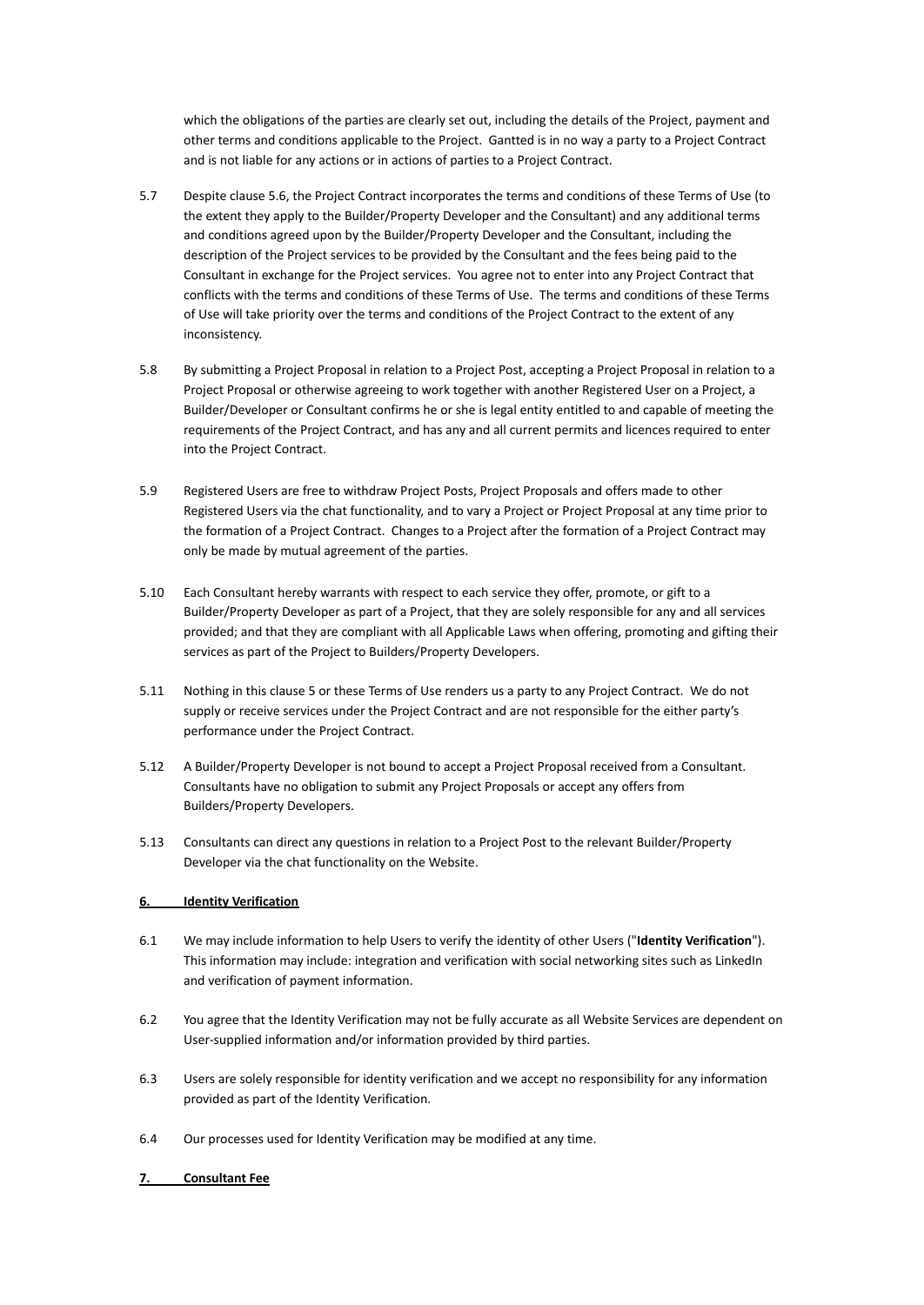which the obligations of the parties are clearly set out, including the details of the Project, payment and other terms and conditions applicable to the Project. Gantted is in no way a party to a Project Contract and is not liable for any actions or in actions of parties to a Project Contract.

5.7 Despite clause 5.6, the Project Contract incorporates the terms and conditions of these Terms of Use (to the extent they apply to the Builder/Property Developer and the Consultant) and any additional terms and conditions agreed upon by the Builder/Property Developer and the Consultant, including the description of the Project services to be provided by the Consultant and the fees being paid to the Consultant in exchange for the Project services. You agree not to enter into any Project Contract that conflicts with the terms and conditions of these Terms of Use. The terms and conditions of these Terms of Use will take priority over the terms and conditions of the Project Contract to the extent of any inconsistency.

5.8 By submitting a Project Proposal in relation to a Project Post, accepting a Project Proposal in relation to a Project Proposal or otherwise agreeing to work together with another Registered User on a Project, a Builder/Developer or Consultant confirms he or she is legal entity entitled to and capable of meeting the requirements of the Project Contract, and has any and all current permits and licences required to enter into the Project Contract.

5.9 Registered Users are free to withdraw Project Posts, Project Proposals and offers made to other Registered Users via the chat functionality, and to vary a Project or Project Proposal at any time prior to the formation of a Project Contract. Changes to a Project after the formation of a Project Contract may only be made by mutual agreement of the parties.

5.10 Each Consultant hereby warrants with respect to each service they offer, promote, or gift to a Builder/Property Developer as part of a Project, that they are solely responsible for any and all services provided; and that they are compliant with all Applicable Laws when offering, promoting and gifting their services as part of the Project to Builders/Property Developers.

5.11 Nothing in this clause 5 or these Terms of Use renders us a party to any Project Contract. We do not supply or receive services under the Project Contract and are not responsible for the either party's performance under the Project Contract.

5.12 A Builder/Property Developer is not bound to accept a Project Proposal received from a Consultant. Consultants have no obligation to submit any Project Proposals or accept any offers from Builders/Property Developers.

5.13 Consultants can direct any questions in relation to a Project Post to the relevant Builder/Property Developer via the chat functionality on the Website.

## 6. Identity Verification

6.1 We may include information to help Users to verify the identity of other Users ("**Identity Verification**"). This information may include: integration and verification with social networking sites such as LinkedIn and verification of payment information.

6.2 You agree that the Identity Verification may not be fully accurate as all Website Services are dependent on User-supplied information and/or information provided by third parties.

6.3 Users are solely responsible for identity verification and we accept no responsibility for any information provided as part of the Identity Verification.

6.4 Our processes used for Identity Verification may be modified at any time.

## 7. Consultant Fee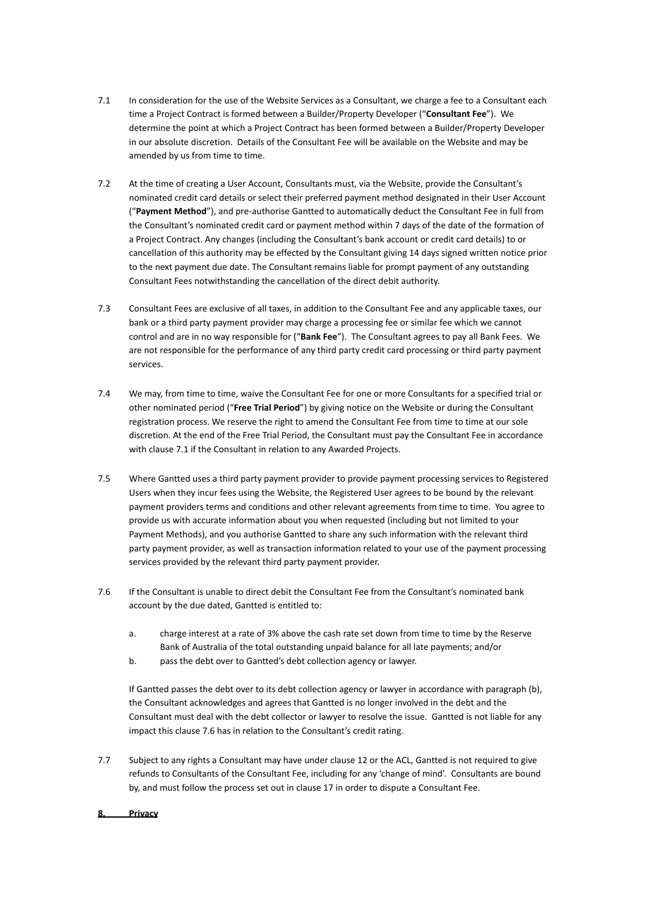7.1 In consideration for the use of the Website Services as a Consultant, we charge a fee to a Consultant each time a Project Contract is formed between a Builder/Property Developer ("**Consultant Fee**"). We determine the point at which a Project Contract has been formed between a Builder/Property Developer in our absolute discretion. Details of the Consultant Fee will be available on the Website and may be amended by us from time to time.

7.2 At the time of creating a User Account, Consultants must, via the Website, provide the Consultant's nominated credit card details or select their preferred payment method designated in their User Account ("**Payment Method**"), and pre-authorise Gantted to automatically deduct the Consultant Fee in full from the Consultant's nominated credit card or payment method within 7 days of the date of the formation of a Project Contract. Any changes (including the Consultant's bank account or credit card details) to or cancellation of this authority may be effected by the Consultant giving 14 days signed written notice prior to the next payment due date. The Consultant remains liable for prompt payment of any outstanding Consultant Fees notwithstanding the cancellation of the direct debit authority.

7.3 Consultant Fees are exclusive of all taxes, in addition to the Consultant Fee and any applicable taxes, our bank or a third party payment provider may charge a processing fee or similar fee which we cannot control and are in no way responsible for ("**Bank Fee**"). The Consultant agrees to pay all Bank Fees. We are not responsible for the performance of any third party credit card processing or third party payment services.

7.4 We may, from time to time, waive the Consultant Fee for one or more Consultants for a specified trial or other nominated period ("**Free Trial Period**") by giving notice on the Website or during the Consultant registration process. We reserve the right to amend the Consultant Fee from time to time at our sole discretion. At the end of the Free Trial Period, the Consultant must pay the Consultant Fee in accordance with clause 7.1 if the Consultant in relation to any Awarded Projects.

7.5 Where Gantted uses a third party payment provider to provide payment processing services to Registered Users when they incur fees using the Website, the Registered User agrees to be bound by the relevant payment providers terms and conditions and other relevant agreements from time to time. You agree to provide us with accurate information about you when requested (including but not limited to your Payment Methods), and you authorise Gantted to share any such information with the relevant third party payment provider, as well as transaction information related to your use of the payment processing services provided by the relevant third party payment provider.

7.6 If the Consultant is unable to direct debit the Consultant Fee from the Consultant's nominated bank account by the due dated, Gantted is entitled to:

a. charge interest at a rate of 3% above the cash rate set down from time to time by the Reserve Bank of Australia of the total outstanding unpaid balance for all late payments; and/or
b. pass the debt over to Gantted's debt collection agency or lawyer.

If Gantted passes the debt over to its debt collection agency or lawyer in accordance with paragraph (b), the Consultant acknowledges and agrees that Gantted is no longer involved in the debt and the Consultant must deal with the debt collector or lawyer to resolve the issue. Gantted is not liable for any impact this clause 7.6 has in relation to the Consultant's credit rating.

7.7 Subject to any rights a Consultant may have under clause 12 or the ACL, Gantted is not required to give refunds to Consultants of the Consultant Fee, including for any 'change of mind'. Consultants are bound by, and must follow the process set out in clause 17 in order to dispute a Consultant Fee.

## 8. Privacy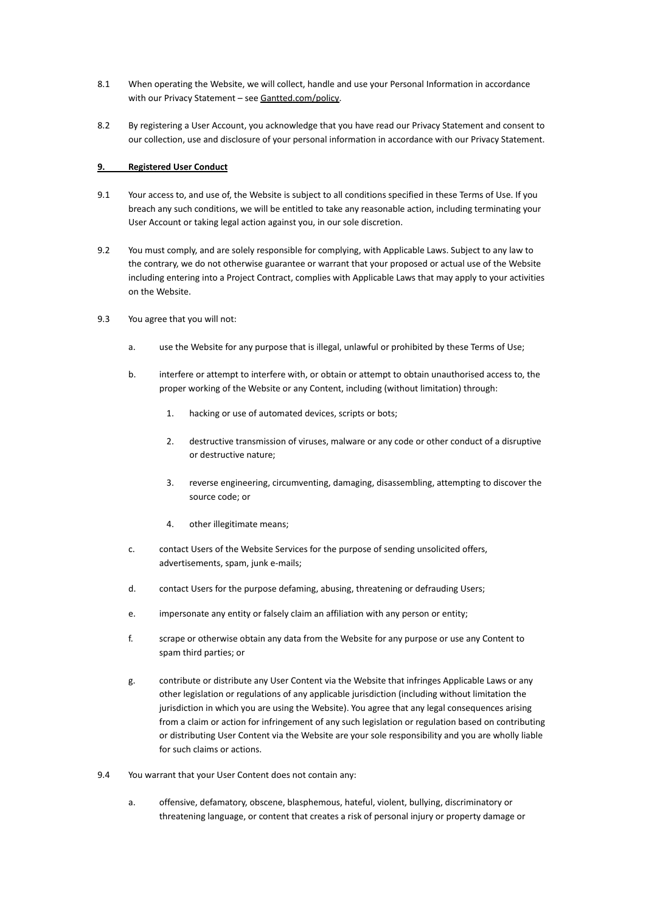8.1 When operating the Website, we will collect, handle and use your Personal Information in accordance with our Privacy Statement – see [Gantted.com/policy](Gantted.com/policy).

8.2 By registering a User Account, you acknowledge that you have read our Privacy Statement and consent to our collection, use and disclosure of your personal information in accordance with our Privacy Statement.

**9. Registered User Conduct**

9.1 Your access to, and use of, the Website is subject to all conditions specified in these Terms of Use. If you breach any such conditions, we will be entitled to take any reasonable action, including terminating your User Account or taking legal action against you, in our sole discretion.

9.2 You must comply, and are solely responsible for complying, with Applicable Laws. Subject to any law to the contrary, we do not otherwise guarantee or warrant that your proposed or actual use of the Website including entering into a Project Contract, complies with Applicable Laws that may apply to your activities on the Website.

9.3 You agree that you will not:

a. use the Website for any purpose that is illegal, unlawful or prohibited by these Terms of Use;

b. interfere or attempt to interfere with, or obtain or attempt to obtain unauthorised access to, the proper working of the Website or any Content, including (without limitation) through:

1. hacking or use of automated devices, scripts or bots;

2. destructive transmission of viruses, malware or any code or other conduct of a disruptive or destructive nature;

3. reverse engineering, circumventing, damaging, disassembling, attempting to discover the source code; or

4. other illegitimate means;

c. contact Users of the Website Services for the purpose of sending unsolicited offers, advertisements, spam, junk e-mails;

d. contact Users for the purpose defaming, abusing, threatening or defrauding Users;

e. impersonate any entity or falsely claim an affiliation with any person or entity;

f. scrape or otherwise obtain any data from the Website for any purpose or use any Content to spam third parties; or

g. contribute or distribute any User Content via the Website that infringes Applicable Laws or any other legislation or regulations of any applicable jurisdiction (including without limitation the jurisdiction in which you are using the Website). You agree that any legal consequences arising from a claim or action for infringement of any such legislation or regulation based on contributing or distributing User Content via the Website are your sole responsibility and you are wholly liable for such claims or actions.

9.4 You warrant that your User Content does not contain any:

a. offensive, defamatory, obscene, blasphemous, hateful, violent, bullying, discriminatory or threatening language, or content that creates a risk of personal injury or property damage or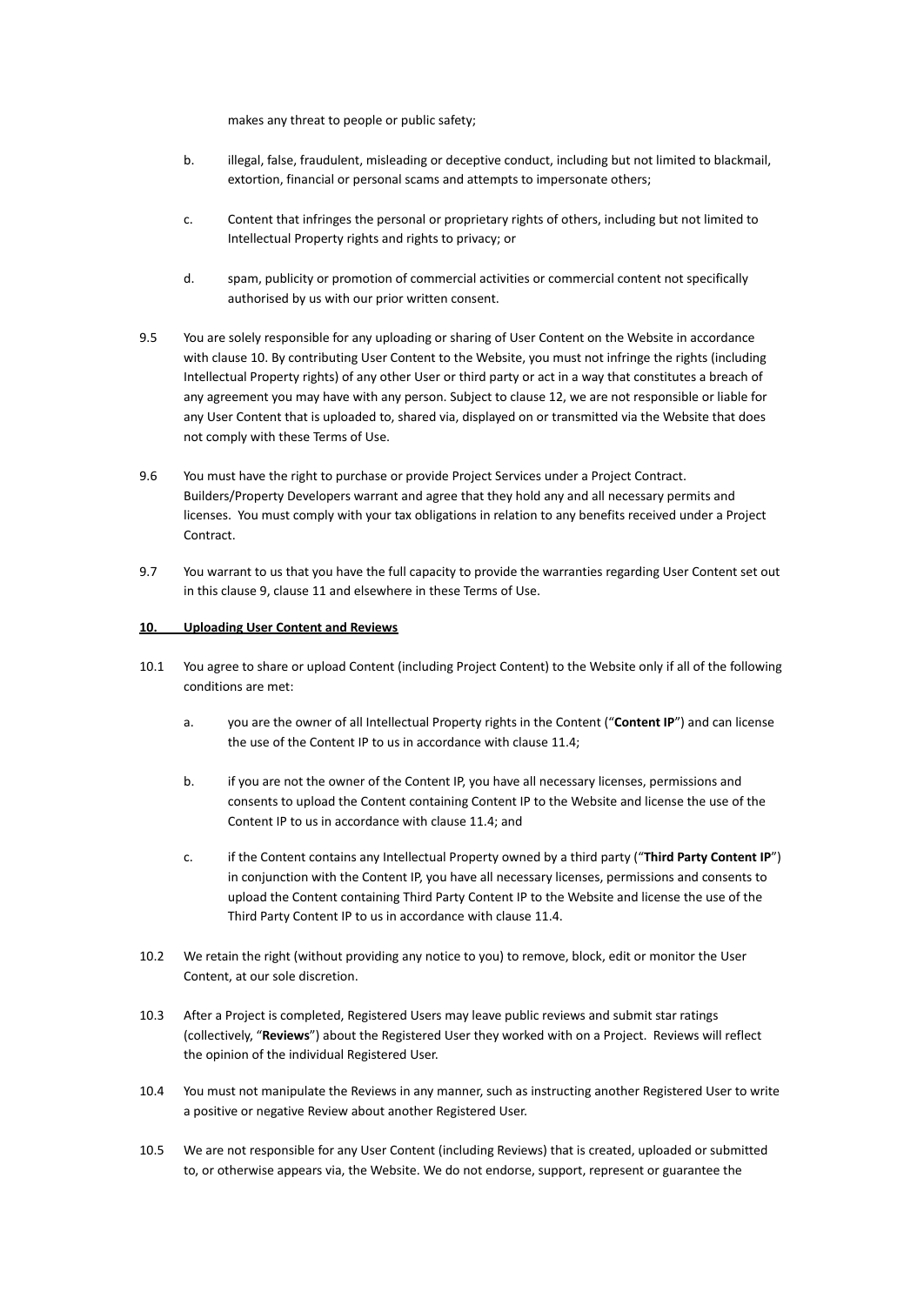makes any threat to people or public safety;

b. illegal, false, fraudulent, misleading or deceptive conduct, including but not limited to blackmail, extortion, financial or personal scams and attempts to impersonate others;

c. Content that infringes the personal or proprietary rights of others, including but not limited to Intellectual Property rights and rights to privacy; or

d. spam, publicity or promotion of commercial activities or commercial content not specifically authorised by us with our prior written consent.

9.5 You are solely responsible for any uploading or sharing of User Content on the Website in accordance with clause 10. By contributing User Content to the Website, you must not infringe the rights (including Intellectual Property rights) of any other User or third party or act in a way that constitutes a breach of any agreement you may have with any person. Subject to clause 12, we are not responsible or liable for any User Content that is uploaded to, shared via, displayed on or transmitted via the Website that does not comply with these Terms of Use.

9.6 You must have the right to purchase or provide Project Services under a Project Contract. Builders/Property Developers warrant and agree that they hold any and all necessary permits and licenses. You must comply with your tax obligations in relation to any benefits received under a Project Contract.

9.7 You warrant to us that you have the full capacity to provide the warranties regarding User Content set out in this clause 9, clause 11 and elsewhere in these Terms of Use.

## 10. Uploading User Content and Reviews

10.1 You agree to share or upload Content (including Project Content) to the Website only if all of the following conditions are met:

a. you are the owner of all Intellectual Property rights in the Content ("**Content IP**") and can license the use of the Content IP to us in accordance with clause 11.4;

b. if you are not the owner of the Content IP, you have all necessary licenses, permissions and consents to upload the Content containing Content IP to the Website and license the use of the Content IP to us in accordance with clause 11.4; and

c. if the Content contains any Intellectual Property owned by a third party ("**Third Party Content IP**") in conjunction with the Content IP, you have all necessary licenses, permissions and consents to upload the Content containing Third Party Content IP to the Website and license the use of the Third Party Content IP to us in accordance with clause 11.4.

10.2 We retain the right (without providing any notice to you) to remove, block, edit or monitor the User Content, at our sole discretion.

10.3 After a Project is completed, Registered Users may leave public reviews and submit star ratings (collectively, "**Reviews**") about the Registered User they worked with on a Project. Reviews will reflect the opinion of the individual Registered User.

10.4 You must not manipulate the Reviews in any manner, such as instructing another Registered User to write a positive or negative Review about another Registered User.

10.5 We are not responsible for any User Content (including Reviews) that is created, uploaded or submitted to, or otherwise appears via, the Website. We do not endorse, support, represent or guarantee the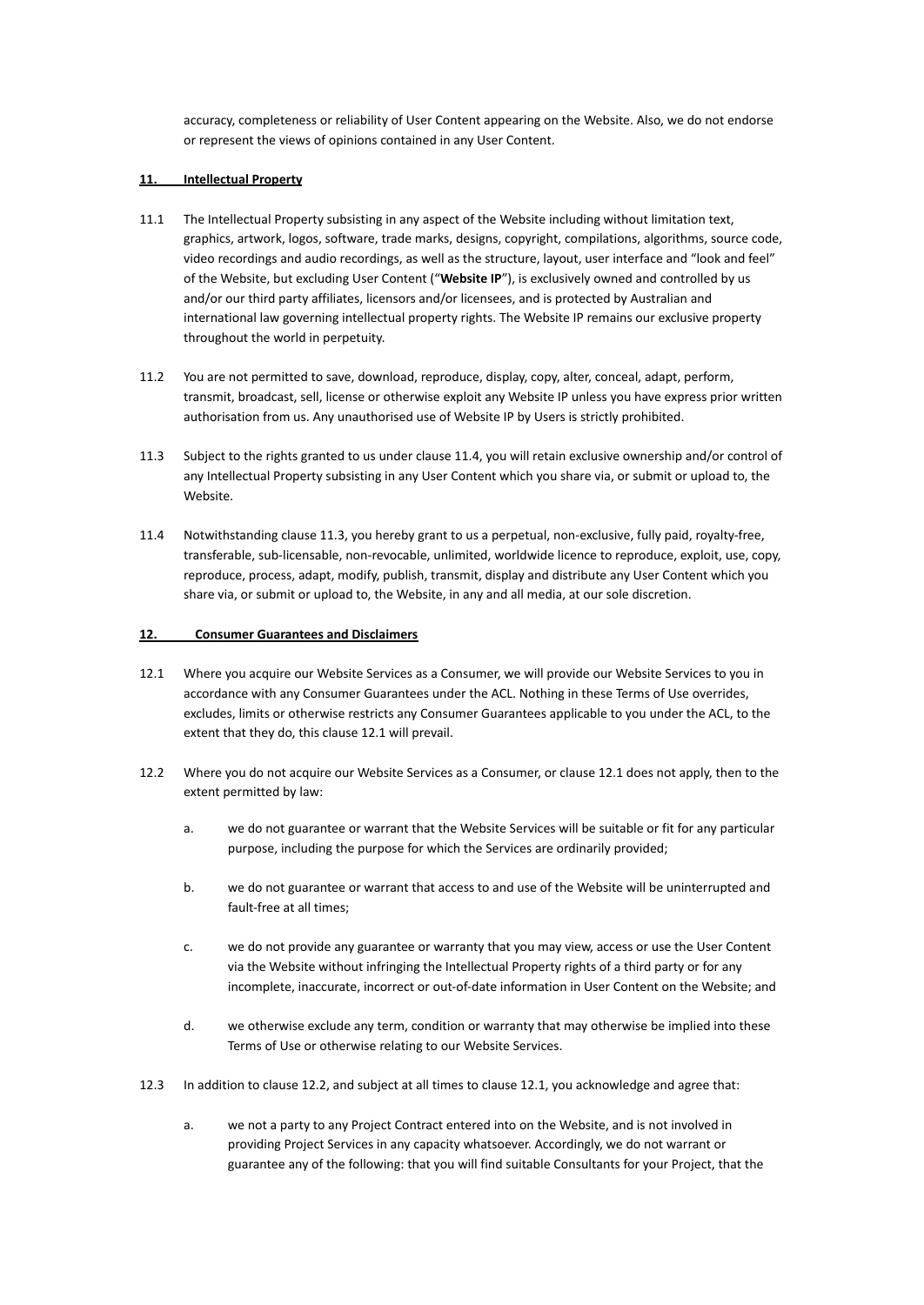accuracy, completeness or reliability of User Content appearing on the Website. Also, we do not endorse or represent the views of opinions contained in any User Content.

## 11. Intellectual Property

11.1 The Intellectual Property subsisting in any aspect of the Website including without limitation text, graphics, artwork, logos, software, trade marks, designs, copyright, compilations, algorithms, source code, video recordings and audio recordings, as well as the structure, layout, user interface and "look and feel" of the Website, but excluding User Content ("**Website IP**"), is exclusively owned and controlled by us and/or our third party affiliates, licensors and/or licensees, and is protected by Australian and international law governing intellectual property rights. The Website IP remains our exclusive property throughout the world in perpetuity.

11.2 You are not permitted to save, download, reproduce, display, copy, alter, conceal, adapt, perform, transmit, broadcast, sell, license or otherwise exploit any Website IP unless you have express prior written authorisation from us. Any unauthorised use of Website IP by Users is strictly prohibited.

11.3 Subject to the rights granted to us under clause 11.4, you will retain exclusive ownership and/or control of any Intellectual Property subsisting in any User Content which you share via, or submit or upload to, the Website.

11.4 Notwithstanding clause 11.3, you hereby grant to us a perpetual, non-exclusive, fully paid, royalty-free, transferable, sub-licensable, non-revocable, unlimited, worldwide licence to reproduce, exploit, use, copy, reproduce, process, adapt, modify, publish, transmit, display and distribute any User Content which you share via, or submit or upload to, the Website, in any and all media, at our sole discretion.

## 12. Consumer Guarantees and Disclaimers

12.1 Where you acquire our Website Services as a Consumer, we will provide our Website Services to you in accordance with any Consumer Guarantees under the ACL. Nothing in these Terms of Use overrides, excludes, limits or otherwise restricts any Consumer Guarantees applicable to you under the ACL, to the extent that they do, this clause 12.1 will prevail.

12.2 Where you do not acquire our Website Services as a Consumer, or clause 12.1 does not apply, then to the extent permitted by law:

a. we do not guarantee or warrant that the Website Services will be suitable or fit for any particular purpose, including the purpose for which the Services are ordinarily provided;

b. we do not guarantee or warrant that access to and use of the Website will be uninterrupted and fault-free at all times;

c. we do not provide any guarantee or warranty that you may view, access or use the User Content via the Website without infringing the Intellectual Property rights of a third party or for any incomplete, inaccurate, incorrect or out-of-date information in User Content on the Website; and

d. we otherwise exclude any term, condition or warranty that may otherwise be implied into these Terms of Use or otherwise relating to our Website Services.

12.3 In addition to clause 12.2, and subject at all times to clause 12.1, you acknowledge and agree that:

a. we not a party to any Project Contract entered into on the Website, and is not involved in providing Project Services in any capacity whatsoever. Accordingly, we do not warrant or guarantee any of the following: that you will find suitable Consultants for your Project, that the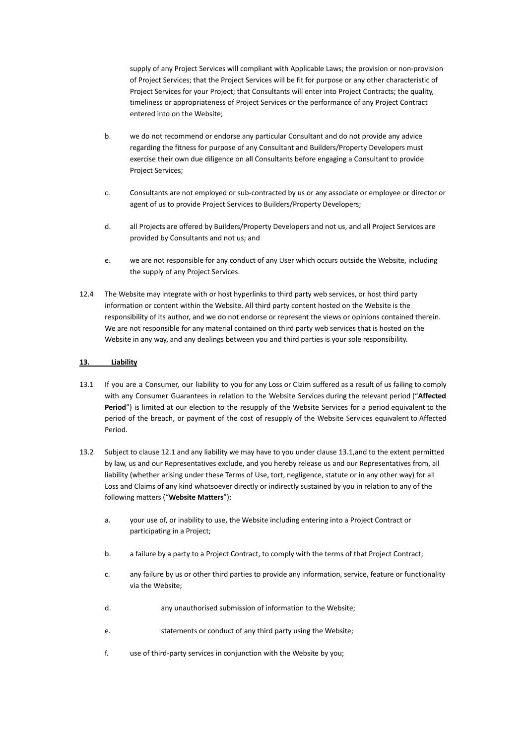supply of any Project Services will compliant with Applicable Laws; the provision or non-provision of Project Services; that the Project Services will be fit for purpose or any other characteristic of Project Services for your Project; that Consultants will enter into Project Contracts; the quality, timeliness or appropriateness of Project Services or the performance of any Project Contract entered into on the Website;

b. we do not recommend or endorse any particular Consultant and do not provide any advice regarding the fitness for purpose of any Consultant and Builders/Property Developers must exercise their own due diligence on all Consultants before engaging a Consultant to provide Project Services;

c. Consultants are not employed or sub-contracted by us or any associate or employee or director or agent of us to provide Project Services to Builders/Property Developers;

d. all Projects are offered by Builders/Property Developers and not us, and all Project Services are provided by Consultants and not us; and

e. we are not responsible for any conduct of any User which occurs outside the Website, including the supply of any Project Services.

12.4 The Website may integrate with or host hyperlinks to third party web services, or host third party information or content within the Website. All third party content hosted on the Website is the responsibility of its author, and we do not endorse or represent the views or opinions contained therein. We are not responsible for any material contained on third party web services that is hosted on the Website in any way, and any dealings between you and third parties is your sole responsibility.

**13. Liability**

13.1 If you are a Consumer, our liability to you for any Loss or Claim suffered as a result of us failing to comply with any Consumer Guarantees in relation to the Website Services during the relevant period ("**Affected Period**") is limited at our election to the resupply of the Website Services for a period equivalent to the period of the breach, or payment of the cost of resupply of the Website Services equivalent to Affected Period.

13.2 Subject to clause 12.1 and any liability we may have to you under clause 13.1,and to the extent permitted by law, us and our Representatives exclude, and you hereby release us and our Representatives from, all liability (whether arising under these Terms of Use, tort, negligence, statute or in any other way) for all Loss and Claims of any kind whatsoever directly or indirectly sustained by you in relation to any of the following matters ("**Website Matters**"):

a. your use of, or inability to use, the Website including entering into a Project Contract or participating in a Project;

b. a failure by a party to a Project Contract, to comply with the terms of that Project Contract;

c. any failure by us or other third parties to provide any information, service, feature or functionality via the Website;

d. any unauthorised submission of information to the Website;

e. statements or conduct of any third party using the Website;

f. use of third-party services in conjunction with the Website by you;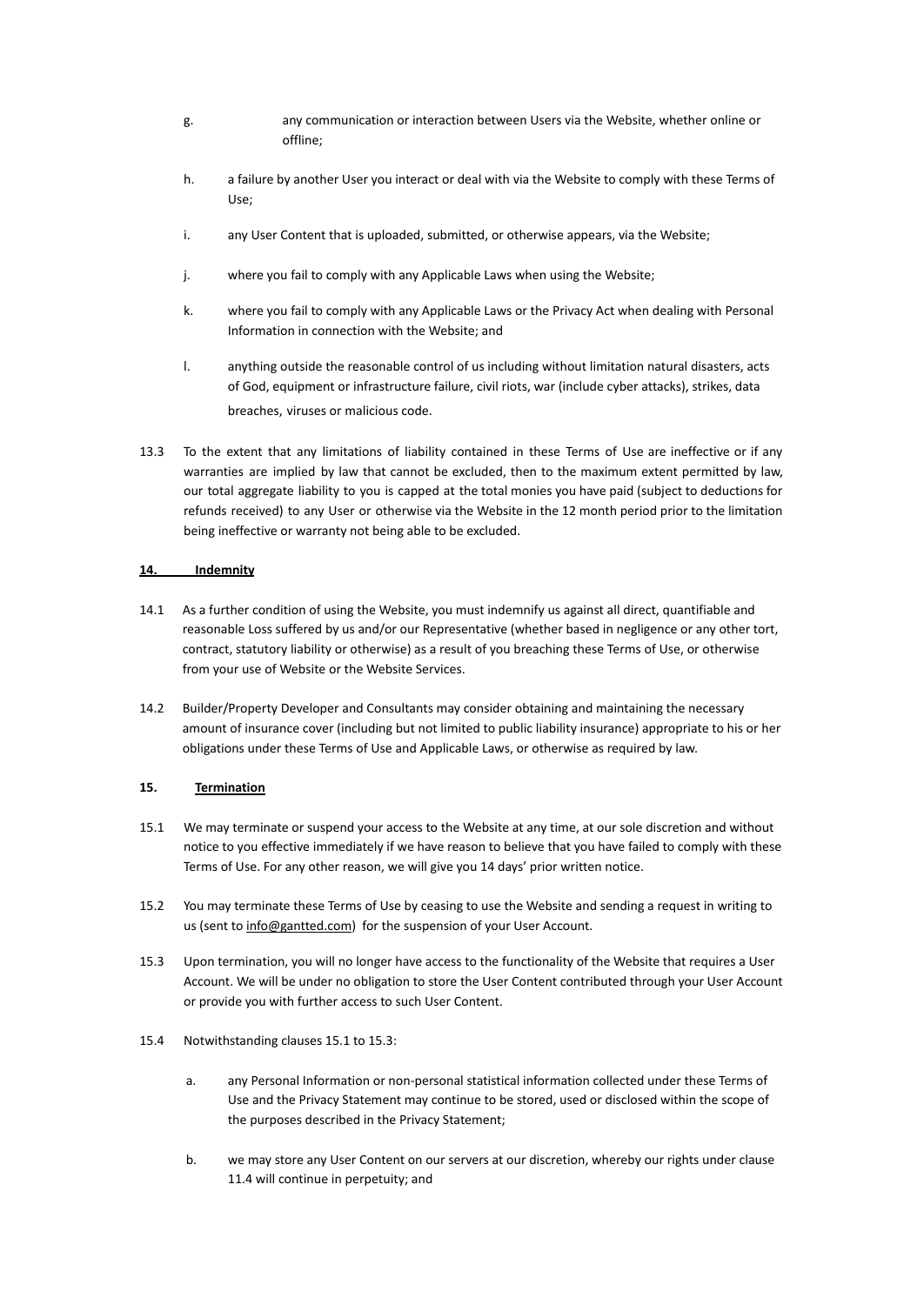g. any communication or interaction between Users via the Website, whether online or offline;

h. a failure by another User you interact or deal with via the Website to comply with these Terms of Use;

i. any User Content that is uploaded, submitted, or otherwise appears, via the Website;

j. where you fail to comply with any Applicable Laws when using the Website;

k. where you fail to comply with any Applicable Laws or the Privacy Act when dealing with Personal Information in connection with the Website; and

l. anything outside the reasonable control of us including without limitation natural disasters, acts of God, equipment or infrastructure failure, civil riots, war (include cyber attacks), strikes, data breaches, viruses or malicious code.

13.3 To the extent that any limitations of liability contained in these Terms of Use are ineffective or if any warranties are implied by law that cannot be excluded, then to the maximum extent permitted by law, our total aggregate liability to you is capped at the total monies you have paid (subject to deductions for refunds received) to any User or otherwise via the Website in the 12 month period prior to the limitation being ineffective or warranty not being able to be excluded.

## 14. Indemnity

14.1 As a further condition of using the Website, you must indemnify us against all direct, quantifiable and reasonable Loss suffered by us and/or our Representative (whether based in negligence or any other tort, contract, statutory liability or otherwise) as a result of you breaching these Terms of Use, or otherwise from your use of Website or the Website Services.

14.2 Builder/Property Developer and Consultants may consider obtaining and maintaining the necessary amount of insurance cover (including but not limited to public liability insurance) appropriate to his or her obligations under these Terms of Use and Applicable Laws, or otherwise as required by law.

## 15. Termination

15.1 We may terminate or suspend your access to the Website at any time, at our sole discretion and without notice to you effective immediately if we have reason to believe that you have failed to comply with these Terms of Use. For any other reason, we will give you 14 days' prior written notice.

15.2 You may terminate these Terms of Use by ceasing to use the Website and sending a request in writing to us (sent to info@gantted.com) for the suspension of your User Account.

15.3 Upon termination, you will no longer have access to the functionality of the Website that requires a User Account. We will be under no obligation to store the User Content contributed through your User Account or provide you with further access to such User Content.

15.4 Notwithstanding clauses 15.1 to 15.3:

a. any Personal Information or non-personal statistical information collected under these Terms of Use and the Privacy Statement may continue to be stored, used or disclosed within the scope of the purposes described in the Privacy Statement;

b. we may store any User Content on our servers at our discretion, whereby our rights under clause 11.4 will continue in perpetuity; and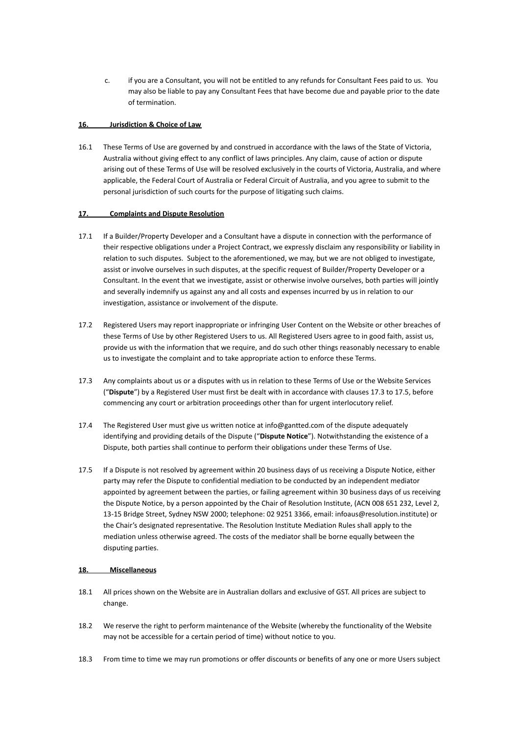c. if you are a Consultant, you will not be entitled to any refunds for Consultant Fees paid to us. You may also be liable to pay any Consultant Fees that have become due and payable prior to the date of termination.

## 16. Jurisdiction & Choice of Law

16.1 These Terms of Use are governed by and construed in accordance with the laws of the State of Victoria, Australia without giving effect to any conflict of laws principles. Any claim, cause of action or dispute arising out of these Terms of Use will be resolved exclusively in the courts of Victoria, Australia, and where applicable, the Federal Court of Australia or Federal Circuit of Australia, and you agree to submit to the personal jurisdiction of such courts for the purpose of litigating such claims.

## 17. Complaints and Dispute Resolution

17.1 If a Builder/Property Developer and a Consultant have a dispute in connection with the performance of their respective obligations under a Project Contract, we expressly disclaim any responsibility or liability in relation to such disputes. Subject to the aforementioned, we may, but we are not obliged to investigate, assist or involve ourselves in such disputes, at the specific request of Builder/Property Developer or a Consultant. In the event that we investigate, assist or otherwise involve ourselves, both parties will jointly and severally indemnify us against any and all costs and expenses incurred by us in relation to our investigation, assistance or involvement of the dispute.

17.2 Registered Users may report inappropriate or infringing User Content on the Website or other breaches of these Terms of Use by other Registered Users to us. All Registered Users agree to in good faith, assist us, provide us with the information that we require, and do such other things reasonably necessary to enable us to investigate the complaint and to take appropriate action to enforce these Terms.

17.3 Any complaints about us or a disputes with us in relation to these Terms of Use or the Website Services ("**Dispute**") by a Registered User must first be dealt with in accordance with clauses 17.3 to 17.5, before commencing any court or arbitration proceedings other than for urgent interlocutory relief.

17.4 The Registered User must give us written notice at info@gantted.com of the dispute adequately identifying and providing details of the Dispute ("**Dispute Notice**"). Notwithstanding the existence of a Dispute, both parties shall continue to perform their obligations under these Terms of Use.

17.5 If a Dispute is not resolved by agreement within 20 business days of us receiving a Dispute Notice, either party may refer the Dispute to confidential mediation to be conducted by an independent mediator appointed by agreement between the parties, or failing agreement within 30 business days of us receiving the Dispute Notice, by a person appointed by the Chair of Resolution Institute, (ACN 008 651 232, Level 2, 13-15 Bridge Street, Sydney NSW 2000; telephone: 02 9251 3366, email: infoaus@resolution.institute) or the Chair's designated representative. The Resolution Institute Mediation Rules shall apply to the mediation unless otherwise agreed. The costs of the mediator shall be borne equally between the disputing parties.

## 18. Miscellaneous

18.1 All prices shown on the Website are in Australian dollars and exclusive of GST. All prices are subject to change.

18.2 We reserve the right to perform maintenance of the Website (whereby the functionality of the Website may not be accessible for a certain period of time) without notice to you.

18.3 From time to time we may run promotions or offer discounts or benefits of any one or more Users subject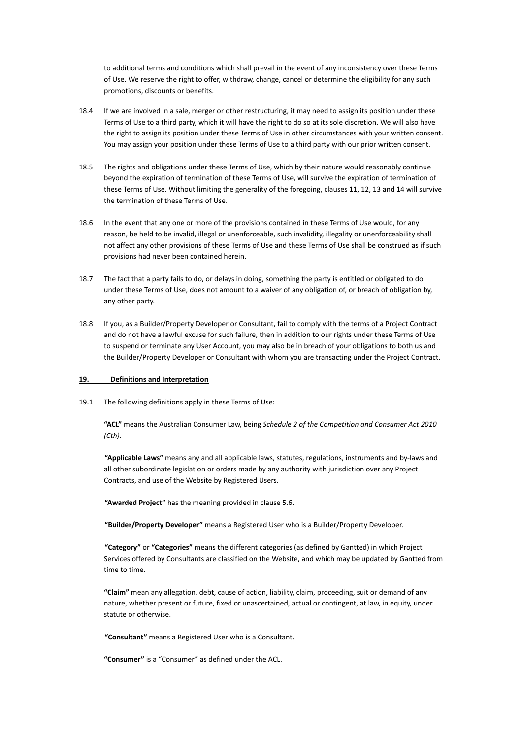to additional terms and conditions which shall prevail in the event of any inconsistency over these Terms of Use. We reserve the right to offer, withdraw, change, cancel or determine the eligibility for any such promotions, discounts or benefits.

18.4 If we are involved in a sale, merger or other restructuring, it may need to assign its position under these Terms of Use to a third party, which it will have the right to do so at its sole discretion. We will also have the right to assign its position under these Terms of Use in other circumstances with your written consent. You may assign your position under these Terms of Use to a third party with our prior written consent.

18.5 The rights and obligations under these Terms of Use, which by their nature would reasonably continue beyond the expiration of termination of these Terms of Use, will survive the expiration of termination of these Terms of Use. Without limiting the generality of the foregoing, clauses 11, 12, 13 and 14 will survive the termination of these Terms of Use.

18.6 In the event that any one or more of the provisions contained in these Terms of Use would, for any reason, be held to be invalid, illegal or unenforceable, such invalidity, illegality or unenforceability shall not affect any other provisions of these Terms of Use and these Terms of Use shall be construed as if such provisions had never been contained herein.

18.7 The fact that a party fails to do, or delays in doing, something the party is entitled or obligated to do under these Terms of Use, does not amount to a waiver of any obligation of, or breach of obligation by, any other party.

18.8 If you, as a Builder/Property Developer or Consultant, fail to comply with the terms of a Project Contract and do not have a lawful excuse for such failure, then in addition to our rights under these Terms of Use to suspend or terminate any User Account, you may also be in breach of your obligations to both us and the Builder/Property Developer or Consultant with whom you are transacting under the Project Contract.

## 19. Definitions and Interpretation

19.1 The following definitions apply in these Terms of Use:

**"ACL"** means the Australian Consumer Law, being *Schedule 2 of the Competition and Consumer Act 2010 (Cth)*.

**"Applicable Laws"** means any and all applicable laws, statutes, regulations, instruments and by-laws and all other subordinate legislation or orders made by any authority with jurisdiction over any Project Contracts, and use of the Website by Registered Users.

**"Awarded Project"** has the meaning provided in clause 5.6.

**"Builder/Property Developer"** means a Registered User who is a Builder/Property Developer.

**"Category"** or **"Categories"** means the different categories (as defined by Gantted) in which Project Services offered by Consultants are classified on the Website, and which may be updated by Gantted from time to time.

**"Claim"** mean any allegation, debt, cause of action, liability, claim, proceeding, suit or demand of any nature, whether present or future, fixed or unascertained, actual or contingent, at law, in equity, under statute or otherwise.

**"Consultant"** means a Registered User who is a Consultant.

**"Consumer"** is a "Consumer" as defined under the ACL.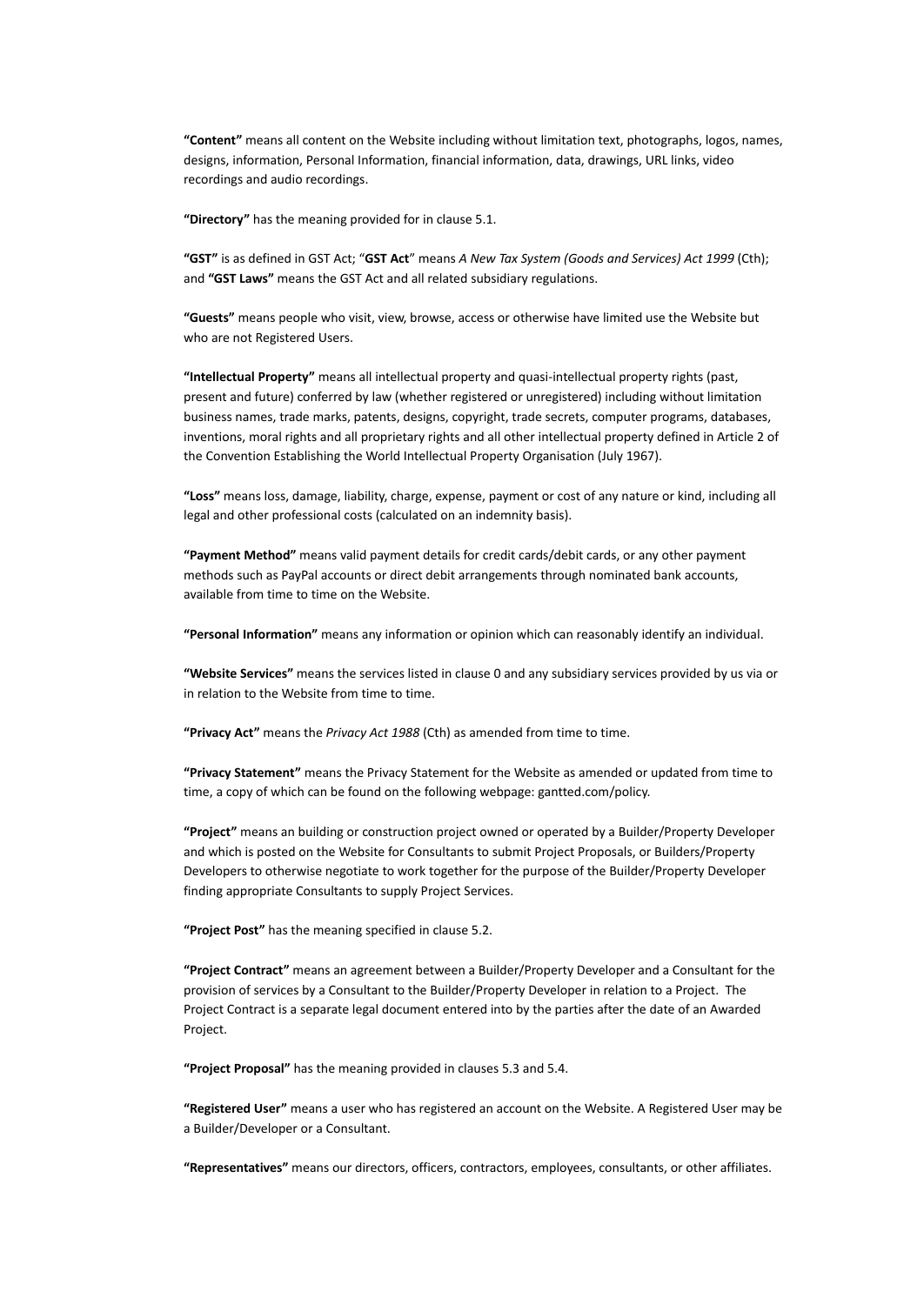**"Content"** means all content on the Website including without limitation text, photographs, logos, names, designs, information, Personal Information, financial information, data, drawings, URL links, video recordings and audio recordings.

**"Directory"** has the meaning provided for in clause 5.1.

**"GST"** is as defined in GST Act; "**GST Act**" means *A New Tax System (Goods and Services) Act 1999* (Cth); and **"GST Laws"** means the GST Act and all related subsidiary regulations.

**"Guests"** means people who visit, view, browse, access or otherwise have limited use the Website but who are not Registered Users.

**"Intellectual Property"** means all intellectual property and quasi-intellectual property rights (past, present and future) conferred by law (whether registered or unregistered) including without limitation business names, trade marks, patents, designs, copyright, trade secrets, computer programs, databases, inventions, moral rights and all proprietary rights and all other intellectual property defined in Article 2 of the Convention Establishing the World Intellectual Property Organisation (July 1967).

**"Loss"** means loss, damage, liability, charge, expense, payment or cost of any nature or kind, including all legal and other professional costs (calculated on an indemnity basis).

**"Payment Method"** means valid payment details for credit cards/debit cards, or any other payment methods such as PayPal accounts or direct debit arrangements through nominated bank accounts, available from time to time on the Website.

**"Personal Information"** means any information or opinion which can reasonably identify an individual.

**"Website Services"** means the services listed in clause 0 and any subsidiary services provided by us via or in relation to the Website from time to time.

**"Privacy Act"** means the *Privacy Act 1988* (Cth) as amended from time to time.

**"Privacy Statement"** means the Privacy Statement for the Website as amended or updated from time to time, a copy of which can be found on the following webpage: gantted.com/policy.

**"Project"** means an building or construction project owned or operated by a Builder/Property Developer and which is posted on the Website for Consultants to submit Project Proposals, or Builders/Property Developers to otherwise negotiate to work together for the purpose of the Builder/Property Developer finding appropriate Consultants to supply Project Services.

**"Project Post"** has the meaning specified in clause 5.2.

**"Project Contract"** means an agreement between a Builder/Property Developer and a Consultant for the provision of services by a Consultant to the Builder/Property Developer in relation to a Project. The Project Contract is a separate legal document entered into by the parties after the date of an Awarded Project.

**"Project Proposal"** has the meaning provided in clauses 5.3 and 5.4.

**"Registered User"** means a user who has registered an account on the Website. A Registered User may be a Builder/Developer or a Consultant.

**"Representatives"** means our directors, officers, contractors, employees, consultants, or other affiliates.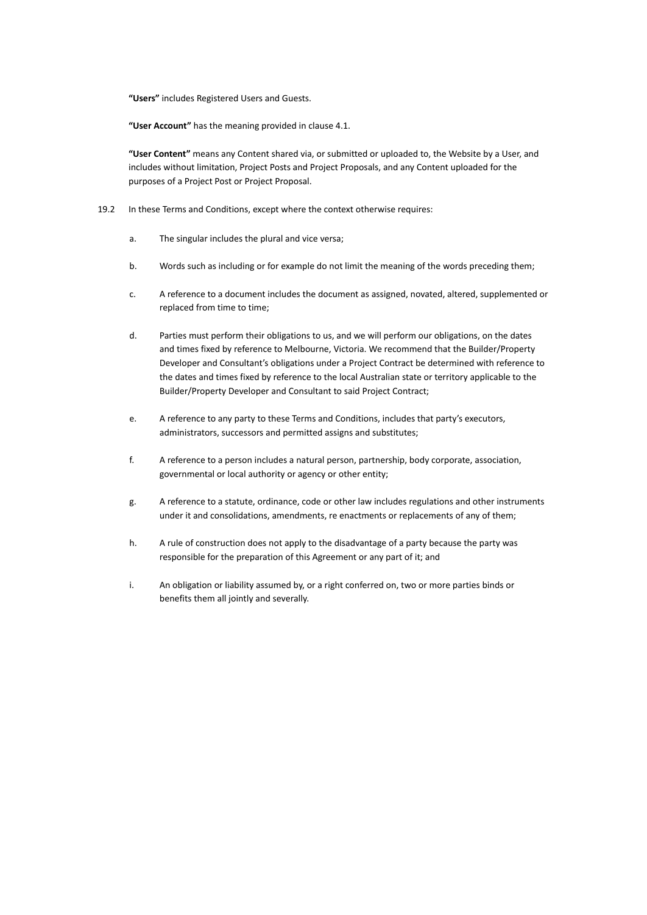**"Users"** includes Registered Users and Guests.

**"User Account"** has the meaning provided in clause 4.1.

**"User Content"** means any Content shared via, or submitted or uploaded to, the Website by a User, and includes without limitation, Project Posts and Project Proposals, and any Content uploaded for the purposes of a Project Post or Project Proposal.

19.2 In these Terms and Conditions, except where the context otherwise requires:

a. The singular includes the plural and vice versa;

b. Words such as including or for example do not limit the meaning of the words preceding them;

c. A reference to a document includes the document as assigned, novated, altered, supplemented or replaced from time to time;

d. Parties must perform their obligations to us, and we will perform our obligations, on the dates and times fixed by reference to Melbourne, Victoria. We recommend that the Builder/Property Developer and Consultant's obligations under a Project Contract be determined with reference to the dates and times fixed by reference to the local Australian state or territory applicable to the Builder/Property Developer and Consultant to said Project Contract;

e. A reference to any party to these Terms and Conditions, includes that party's executors, administrators, successors and permitted assigns and substitutes;

f. A reference to a person includes a natural person, partnership, body corporate, association, governmental or local authority or agency or other entity;

g. A reference to a statute, ordinance, code or other law includes regulations and other instruments under it and consolidations, amendments, re enactments or replacements of any of them;

h. A rule of construction does not apply to the disadvantage of a party because the party was responsible for the preparation of this Agreement or any part of it; and

i. An obligation or liability assumed by, or a right conferred on, two or more parties binds or benefits them all jointly and severally.